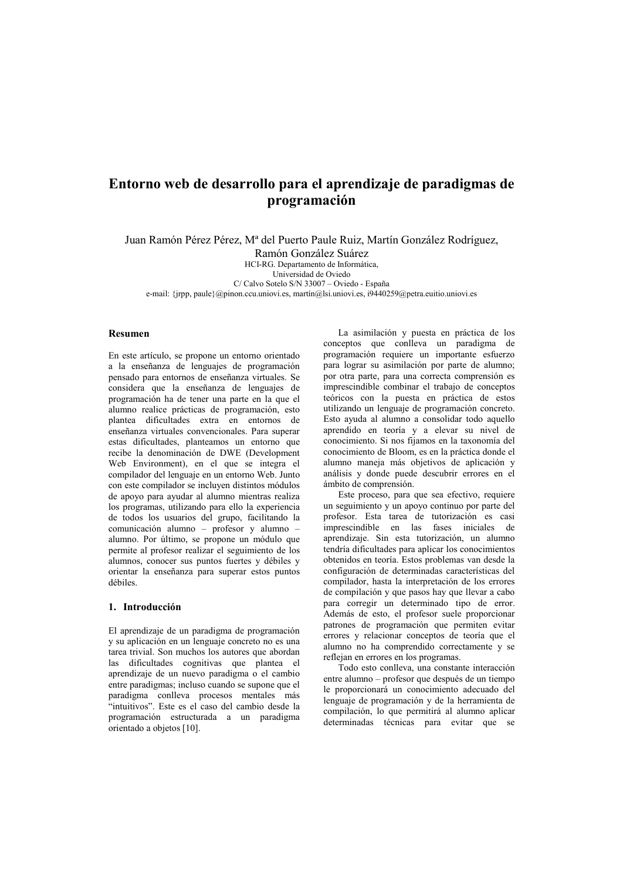# Entorno web de desarrollo para el aprendizaje de paradigmas de programación

Juan Ramón Pérez Pérez, Mª del Puerto Paule Ruiz, Martín González Rodríguez, Ramón González Suárez

HCI-RG. Departamento de Informática,
Universidad de Oviedo
C/ Calvo Sotelo S/N 33007 – Oviedo - España
e-mail: {jrpp, paule}@pinon.ccu.uniovi.es, martín@lsi.uniovi.es, i9440259@petra.euitio.uniovi.es

## Resumen

En este artículo, se propone un entorno orientado a la enseñanza de lenguajes de programación pensado para entornos de enseñanza virtuales. Se considera que la enseñanza de lenguajes de programación ha de tener una parte en la que el alumno realice prácticas de programación, esto plantea dificultades extra en entornos de enseñanza virtuales convencionales. Para superar estas dificultades, planteamos un entorno que recibe la denominación de DWE (Development Web Environment), en el que se integra el compilador del lenguaje en un entorno Web. Junto con este compilador se incluyen distintos módulos de apoyo para ayudar al alumno mientras realiza los programas, utilizando para ello la experiencia de todos los usuarios del grupo, facilitando la comunicación alumno – profesor y alumno – alumno. Por último, se propone un módulo que permite al profesor realizar el seguimiento de los alumnos, conocer sus puntos fuertes y débiles y orientar la enseñanza para superar estos puntos débiles.

## 1. Introducción

El aprendizaje de un paradigma de programación y su aplicación en un lenguaje concreto no es una tarea trivial. Son muchos los autores que abordan las dificultades cognitivas que plantea el aprendizaje de un nuevo paradigma o el cambio entre paradigmas; incluso cuando se supone que el paradigma conlleva procesos mentales más "intuitivos". Este es el caso del cambio desde la programación estructurada a un paradigma orientado a objetos [10].

La asimilación y puesta en práctica de los conceptos que conlleva un paradigma de programación requiere un importante esfuerzo para lograr su asimilación por parte de alumno; por otra parte, para una correcta comprensión es imprescindible combinar el trabajo de conceptos teóricos con la puesta en práctica de estos utilizando un lenguaje de programación concreto. Esto ayuda al alumno a consolidar todo aquello aprendido en teoría y a elevar su nivel de conocimiento. Si nos fijamos en la taxonomía del conocimiento de Bloom, es en la práctica donde el alumno maneja más objetivos de aplicación y análisis y donde puede descubrir errores en el ámbito de comprensión.

Este proceso, para que sea efectivo, requiere un seguimiento y un apoyo continuo por parte del profesor. Esta tarea de tutorización es casi imprescindible en las fases iniciales de aprendizaje. Sin esta tutorización, un alumno tendría dificultades para aplicar los conocimientos obtenidos en teoría. Estos problemas van desde la configuración de determinadas características del compilador, hasta la interpretación de los errores de compilación y que pasos hay que llevar a cabo para corregir un determinado tipo de error. Además de esto, el profesor suele proporcionar patrones de programación que permiten evitar errores y relacionar conceptos de teoría que el alumno no ha comprendido correctamente y se reflejan en errores en los programas.

Todo esto conlleva, una constante interacción entre alumno – profesor que después de un tiempo le proporcionará un conocimiento adecuado del lenguaje de programación y de la herramienta de compilación, lo que permitirá al alumno aplicar determinadas técnicas para evitar que se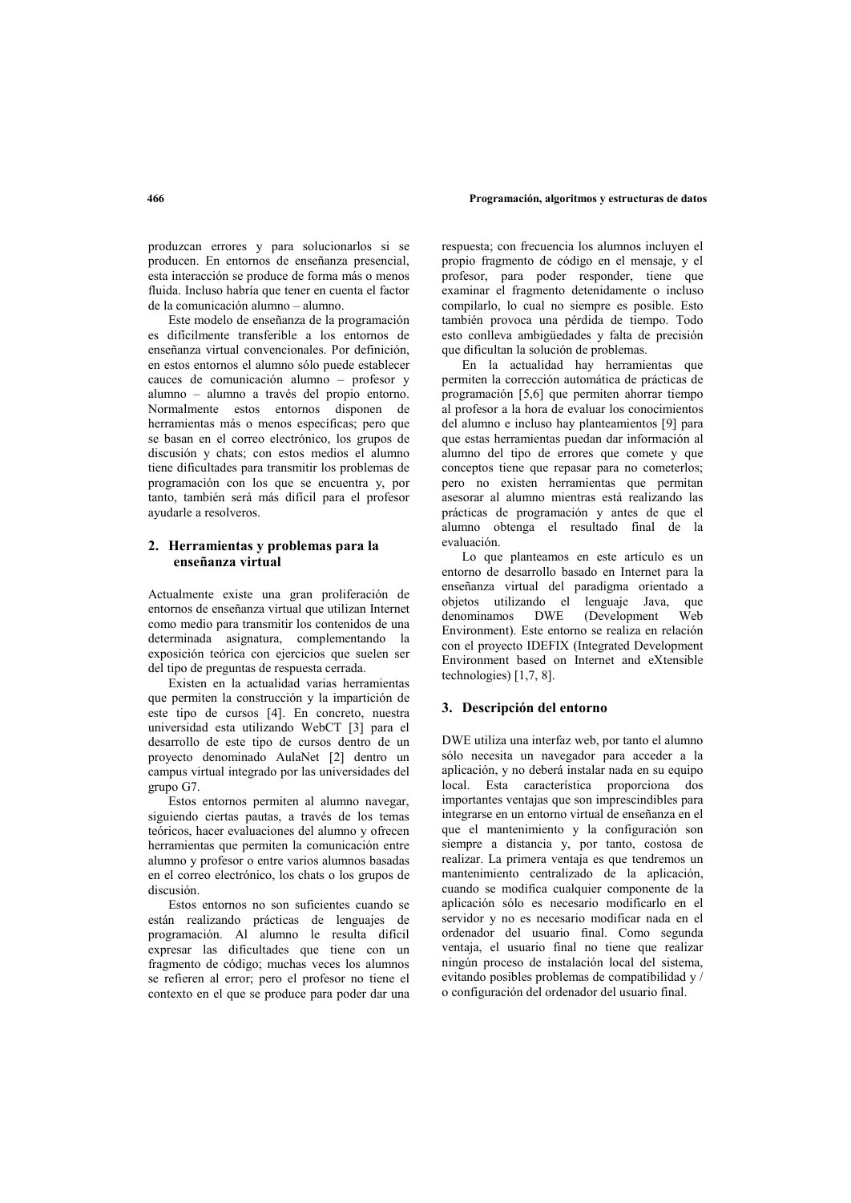produzcan errores y para solucionarlos si se producen. En entornos de enseñanza presencial, esta interacción se produce de forma más o menos fluida. Incluso habría que tener en cuenta el factor de la comunicación alumno – alumno.

Este modelo de enseñanza de la programación es difícilmente transferible a los entornos de enseñanza virtual convencionales. Por definición, en estos entornos el alumno sólo puede establecer cauces de comunicación alumno – profesor y alumno – alumno a través del propio entorno. Normalmente estos entornos disponen de herramientas más o menos específicas; pero que se basan en el correo electrónico, los grupos de discusión y chats; con estos medios el alumno tiene dificultades para transmitir los problemas de programación con los que se encuentra y, por tanto, también será más difícil para el profesor ayudarle a resolveros.

## 2. Herramientas y problemas para la enseñanza virtual

Actualmente existe una gran proliferación de entornos de enseñanza virtual que utilizan Internet como medio para transmitir los contenidos de una determinada asignatura, complementando la exposición teórica con ejercicios que suelen ser del tipo de preguntas de respuesta cerrada.

Existen en la actualidad varias herramientas que permiten la construcción y la impartición de este tipo de cursos [4]. En concreto, nuestra universidad esta utilizando WebCT [3] para el desarrollo de este tipo de cursos dentro de un proyecto denominado AulaNet [2] dentro un campus virtual integrado por las universidades del grupo G7.

Estos entornos permiten al alumno navegar, siguiendo ciertas pautas, a través de los temas teóricos, hacer evaluaciones del alumno y ofrecen herramientas que permiten la comunicación entre alumno y profesor o entre varios alumnos basadas en el correo electrónico, los chats o los grupos de discusión.

Estos entornos no son suficientes cuando se están realizando prácticas de lenguajes de programación. Al alumno le resulta difícil expresar las dificultades que tiene con un fragmento de código; muchas veces los alumnos se refieren al error; pero el profesor no tiene el contexto en el que se produce para poder dar una respuesta; con frecuencia los alumnos incluyen el propio fragmento de código en el mensaje, y el profesor, para poder responder, tiene que examinar el fragmento detenidamente o incluso compilarlo, lo cual no siempre es posible. Esto también provoca una pérdida de tiempo. Todo esto conlleva ambigüedades y falta de precisión que dificultan la solución de problemas.

En la actualidad hay herramientas que permiten la corrección automática de prácticas de programación [5,6] que permiten ahorrar tiempo al profesor a la hora de evaluar los conocimientos del alumno e incluso hay planteamientos [9] para que estas herramientas puedan dar información al alumno del tipo de errores que comete y que conceptos tiene que repasar para no cometerlos; pero no existen herramientas que permitan asesorar al alumno mientras está realizando las prácticas de programación y antes de que el alumno obtenga el resultado final de la evaluación.

Lo que planteamos en este artículo es un entorno de desarrollo basado en Internet para la enseñanza virtual del paradigma orientado a objetos utilizando el lenguaje Java, que denominamos DWE (Development Web Environment). Este entorno se realiza en relación con el proyecto IDEFIX (Integrated Development Environment based on Internet and eXtensible technologies) [1,7, 8].

## 3. Descripción del entorno

DWE utiliza una interfaz web, por tanto el alumno sólo necesita un navegador para acceder a la aplicación, y no deberá instalar nada en su equipo local. Esta característica proporciona dos importantes ventajas que son imprescindibles para integrarse en un entorno virtual de enseñanza en el que el mantenimiento y la configuración son siempre a distancia y, por tanto, costosa de realizar. La primera ventaja es que tendremos un mantenimiento centralizado de la aplicación, cuando se modifica cualquier componente de la aplicación sólo es necesario modificarlo en el servidor y no es necesario modificar nada en el ordenador del usuario final. Como segunda ventaja, el usuario final no tiene que realizar ningún proceso de instalación local del sistema, evitando posibles problemas de compatibilidad y / o configuración del ordenador del usuario final.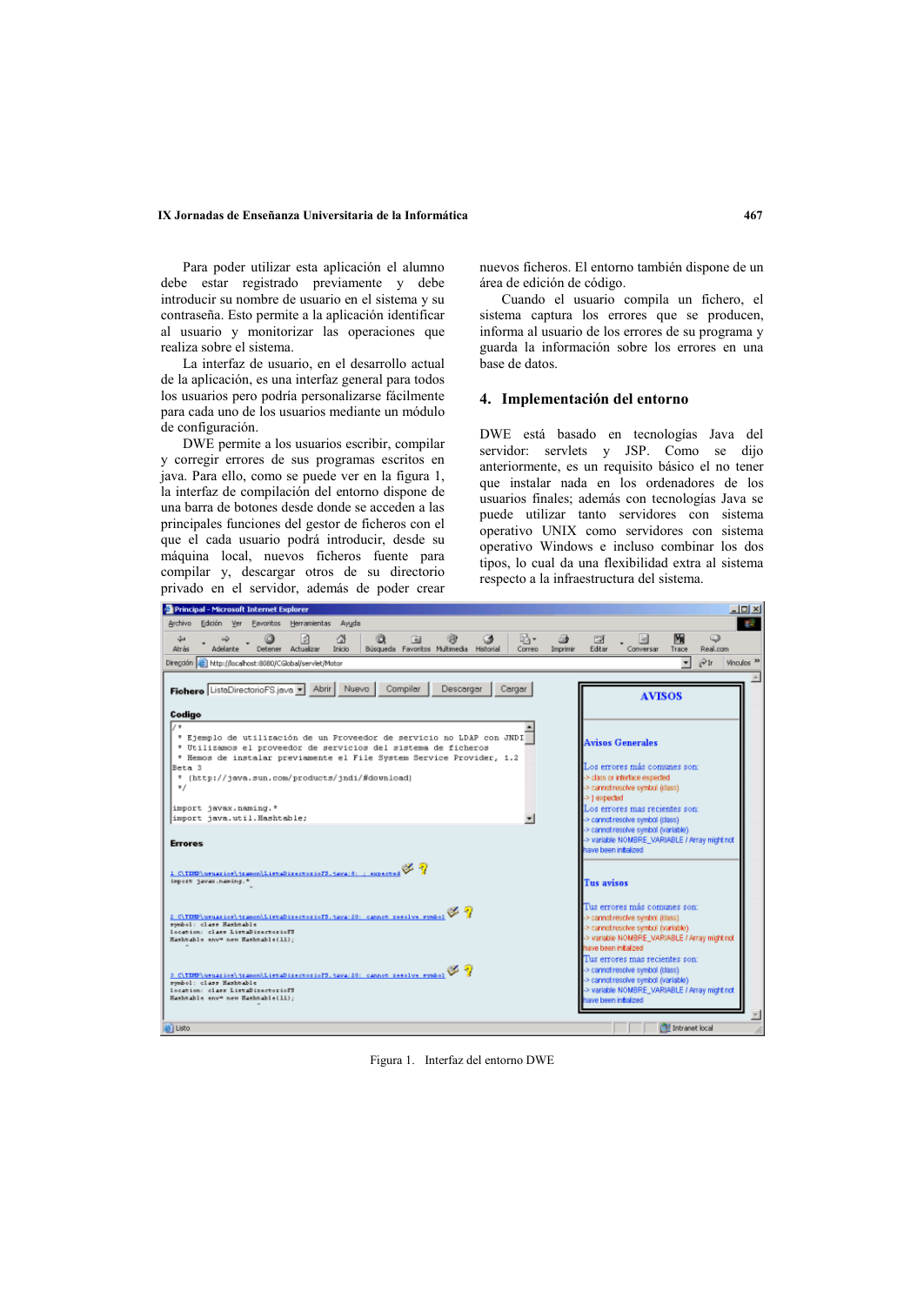Para poder utilizar esta aplicación el alumno debe estar registrado previamente y debe introducir su nombre de usuario en el sistema y su contraseña. Esto permite a la aplicación identificar al usuario y monitorizar las operaciones que realiza sobre el sistema.

La interfaz de usuario, en el desarrollo actual de la aplicación, es una interfaz general para todos los usuarios pero podría personalizarse fácilmente para cada uno de los usuarios mediante un módulo de configuración.

DWE permite a los usuarios escribir, compilar y corregir errores de sus programas escritos en java. Para ello, como se puede ver en la figura 1, la interfaz de compilación del entorno dispone de una barra de botones desde donde se acceden a las principales funciones del gestor de ficheros con el que el cada usuario podrá introducir, desde su máquina local, nuevos ficheros fuente para compilar y, descargar otros de su directorio privado en el servidor, además de poder crear nuevos ficheros. El entorno también dispone de un área de edición de código.

Cuando el usuario compila un fichero, el sistema captura los errores que se producen, informa al usuario de los errores de su programa y guarda la información sobre los errores en una base de datos.

## 4. Implementación del entorno

DWE está basado en tecnologías Java del servidor: servlets y JSP. Como se dijo anteriormente, es un requisito básico el no tener que instalar nada en los ordenadores de los usuarios finales; además con tecnologías Java se puede utilizar tanto servidores con sistema operativo UNIX como servidores con sistema operativo Windows e incluso combinar los dos tipos, lo cual da una flexibilidad extra al sistema respecto a la infraestructura del sistema.

Figura 1. Interfaz del entorno DWE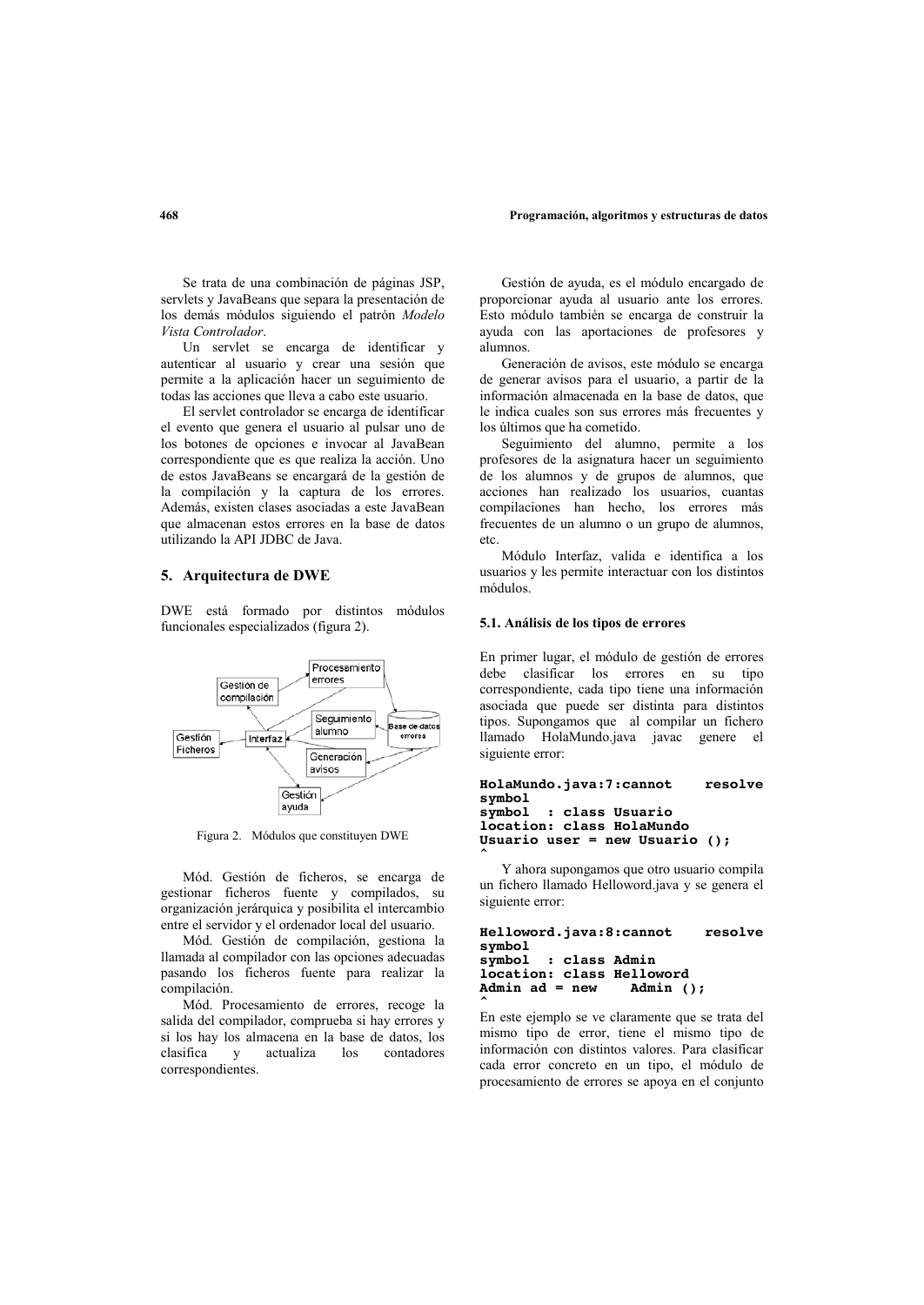Se trata de una combinación de páginas JSP, servlets y JavaBeans que separa la presentación de los demás módulos siguiendo el patrón *Modelo Vista Controlador*.

Un servlet se encarga de identificar y autenticar al usuario y crear una sesión que permite a la aplicación hacer un seguimiento de todas las acciones que lleva a cabo este usuario.

El servlet controlador se encarga de identificar el evento que genera el usuario al pulsar uno de los botones de opciones e invocar al JavaBean correspondiente que es que realiza la acción. Uno de estos JavaBeans se encargará de la gestión de la compilación y la captura de los errores. Además, existen clases asociadas a este JavaBean que almacenan estos errores en la base de datos utilizando la API JDBC de Java.

## 5. Arquitectura de DWE

DWE está formado por distintos módulos funcionales especializados (figura 2).

Figura 2. Módulos que constituyen DWE

Mód. Gestión de ficheros, se encarga de gestionar ficheros fuente y compilados, su organización jerárquica y posibilita el intercambio entre el servidor y el ordenador local del usuario.

Mód. Gestión de compilación, gestiona la llamada al compilador con las opciones adecuadas pasando los ficheros fuente para realizar la compilación.

Mód. Procesamiento de errores, recoge la salida del compilador, comprueba si hay errores y si los hay los almacena en la base de datos, los clasifica y actualiza los contadores correspondientes.

Gestión de ayuda, es el módulo encargado de proporcionar ayuda al usuario ante los errores. Esto módulo también se encarga de construir la ayuda con las aportaciones de profesores y alumnos.

Generación de avisos, este módulo se encarga de generar avisos para el usuario, a partir de la información almacenada en la base de datos, que le indica cuales son sus errores más frecuentes y los últimos que ha cometido.

Seguimiento del alumno, permite a los profesores de la asignatura hacer un seguimiento de los alumnos y de grupos de alumnos, que acciones han realizado los usuarios, cuantas compilaciones han hecho, los errores más frecuentes de un alumno o un grupo de alumnos, etc.

Módulo Interfaz, valida e identifica a los usuarios y les permite interactuar con los distintos módulos.

### 5.1. Análisis de los tipos de errores

En primer lugar, el módulo de gestión de errores debe clasificar los errores en su tipo correspondiente, cada tipo tiene una información asociada que puede ser distinta para distintos tipos. Supongamos que al compilar un fichero llamado HolaMundo.java javac genere el siguiente error:

```
HolaMundo.java:7:cannot    resolve
symbol
symbol  : class Usuario
location: class HolaMundo
Usuario user = new Usuario ();
^
```

Y ahora supongamos que otro usuario compila un fichero llamado Helloword.java y se genera el siguiente error:

```
Helloword.java:8:cannot    resolve
symbol
symbol  : class Admin
location: class Helloword
Admin ad = new    Admin ();
^
```

En este ejemplo se ve claramente que se trata del mismo tipo de error, tiene el mismo tipo de información con distintos valores. Para clasificar cada error concreto en un tipo, el módulo de procesamiento de errores se apoya en el conjunto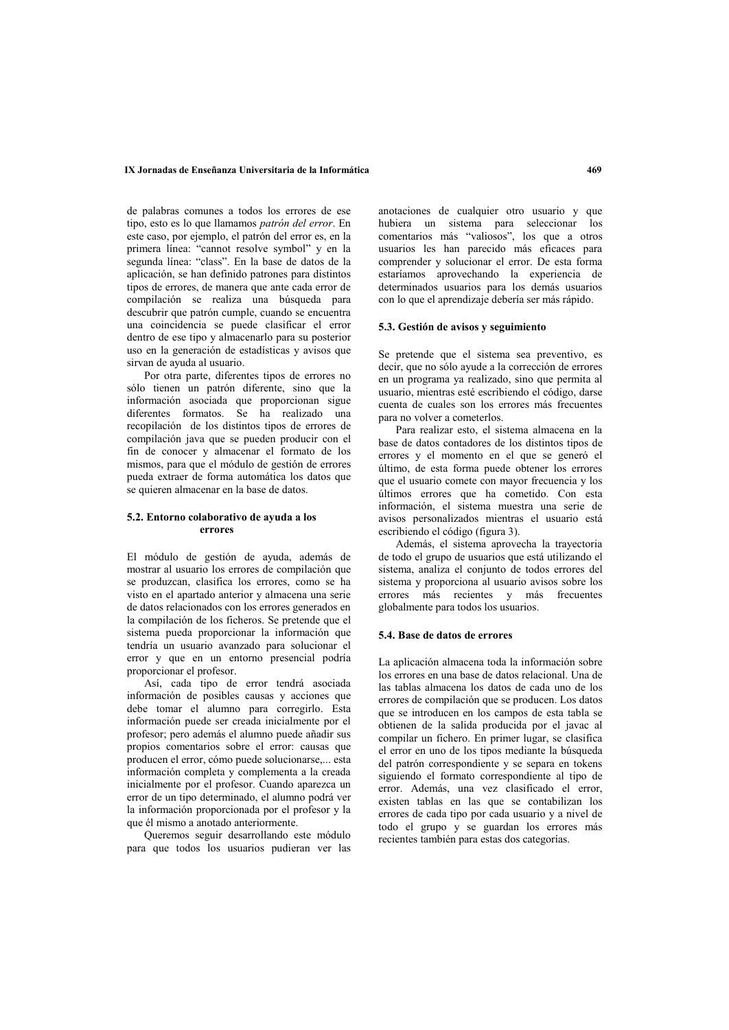de palabras comunes a todos los errores de ese tipo, esto es lo que llamamos *patrón del error*. En este caso, por ejemplo, el patrón del error es, en la primera línea: "cannot resolve symbol" y en la segunda línea: "class". En la base de datos de la aplicación, se han definido patrones para distintos tipos de errores, de manera que ante cada error de compilación se realiza una búsqueda para descubrir que patrón cumple, cuando se encuentra una coincidencia se puede clasificar el error dentro de ese tipo y almacenarlo para su posterior uso en la generación de estadísticas y avisos que sirvan de ayuda al usuario.

Por otra parte, diferentes tipos de errores no sólo tienen un patrón diferente, sino que la información asociada que proporcionan sigue diferentes formatos. Se ha realizado una recopilación de los distintos tipos de errores de compilación java que se pueden producir con el fin de conocer y almacenar el formato de los mismos, para que el módulo de gestión de errores pueda extraer de forma automática los datos que se quieren almacenar en la base de datos.

### 5.2. Entorno colaborativo de ayuda a los errores

El módulo de gestión de ayuda, además de mostrar al usuario los errores de compilación que se produzcan, clasifica los errores, como se ha visto en el apartado anterior y almacena una serie de datos relacionados con los errores generados en la compilación de los ficheros. Se pretende que el sistema pueda proporcionar la información que tendría un usuario avanzado para solucionar el error y que en un entorno presencial podría proporcionar el profesor.

Así, cada tipo de error tendrá asociada información de posibles causas y acciones que debe tomar el alumno para corregirlo. Esta información puede ser creada inicialmente por el profesor; pero además el alumno puede añadir sus propios comentarios sobre el error: causas que producen el error, cómo puede solucionarse,... esta información completa y complementa a la creada inicialmente por el profesor. Cuando aparezca un error de un tipo determinado, el alumno podrá ver la información proporcionada por el profesor y la que él mismo a anotado anteriormente.

Queremos seguir desarrollando este módulo para que todos los usuarios pudieran ver las anotaciones de cualquier otro usuario y que hubiera un sistema para seleccionar los comentarios más "valiosos", los que a otros usuarios les han parecido más eficaces para comprender y solucionar el error. De esta forma estaríamos aprovechando la experiencia de determinados usuarios para los demás usuarios con lo que el aprendizaje debería ser más rápido.

### 5.3. Gestión de avisos y seguimiento

Se pretende que el sistema sea preventivo, es decir, que no sólo ayude a la corrección de errores en un programa ya realizado, sino que permita al usuario, mientras esté escribiendo el código, darse cuenta de cuales son los errores más frecuentes para no volver a cometerlos.

Para realizar esto, el sistema almacena en la base de datos contadores de los distintos tipos de errores y el momento en el que se generó el último, de esta forma puede obtener los errores que el usuario comete con mayor frecuencia y los últimos errores que ha cometido. Con esta información, el sistema muestra una serie de avisos personalizados mientras el usuario está escribiendo el código (figura 3).

Además, el sistema aprovecha la trayectoria de todo el grupo de usuarios que está utilizando el sistema, analiza el conjunto de todos errores del sistema y proporciona al usuario avisos sobre los errores más recientes y más frecuentes globalmente para todos los usuarios.

### 5.4. Base de datos de errores

La aplicación almacena toda la información sobre los errores en una base de datos relacional. Una de las tablas almacena los datos de cada uno de los errores de compilación que se producen. Los datos que se introducen en los campos de esta tabla se obtienen de la salida producida por el javac al compilar un fichero. En primer lugar, se clasifica el error en uno de los tipos mediante la búsqueda del patrón correspondiente y se separa en tokens siguiendo el formato correspondiente al tipo de error. Además, una vez clasificado el error, existen tablas en las que se contabilizan los errores de cada tipo por cada usuario y a nivel de todo el grupo y se guardan los errores más recientes también para estas dos categorías.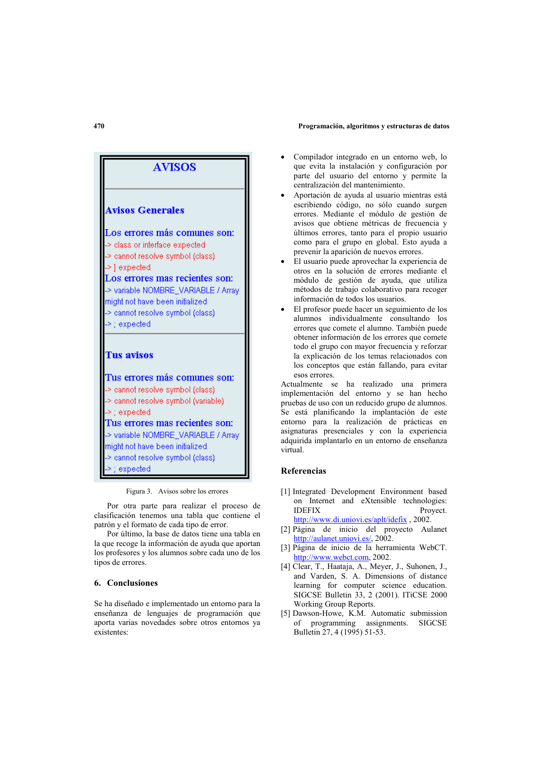AVISOS

Avisos Generales

Los errores más comunes son:
-> class or interface expected
-> cannot resolve symbol (class)
-> } expected

Los errores mas recientes son:
-> variable NOMBRE_VARIABLE / Array might not have been initialized
-> cannot resolve symbol (class)
-> ; expected

Tus avisos

Tus errores más comunes son:
-> cannot resolve symbol (class)
-> cannot resolve symbol (variable)
-> ; expected

Tus errores mas recientes son:
-> variable NOMBRE_VARIABLE / Array might not have been initialized
-> cannot resolve symbol (class)
-> ; expected

Figura 3. Avisos sobre los errores

Por otra parte para realizar el proceso de clasificación tenemos una tabla que contiene el patrón y el formato de cada tipo de error.

Por último, la base de datos tiene una tabla en la que recoge la información de ayuda que aportan los profesores y los alumnos sobre cada uno de los tipos de errores.

## 6. Conclusiones

Se ha diseñado e implementado un entorno para la enseñanza de lenguajes de programación que aporta varias novedades sobre otros entornos ya existentes:

- Compilador integrado en un entorno web, lo que evita la instalación y configuración por parte del usuario del entorno y permite la centralización del mantenimiento.
- Aportación de ayuda al usuario mientras está escribiendo código, no sólo cuando surgen errores. Mediante el módulo de gestión de avisos que obtiene métricas de frecuencia y últimos errores, tanto para el propio usuario como para el grupo en global. Esto ayuda a prevenir la aparición de nuevos errores.
- El usuario puede aprovechar la experiencia de otros en la solución de errores mediante el módulo de gestión de ayuda, que utiliza métodos de trabajo colaborativo para recoger información de todos los usuarios.
- El profesor puede hacer un seguimiento de los alumnos individualmente consultando los errores que comete el alumno. También puede obtener información de los errores que comete todo el grupo con mayor frecuencia y reforzar la explicación de los temas relacionados con los conceptos que están fallando, para evitar esos errores.

Actualmente se ha realizado una primera implementación del entorno y se han hecho pruebas de uso con un reducido grupo de alumnos. Se está planificando la implantación de este entorno para la realización de prácticas en asignaturas presenciales y con la experiencia adquirida implantarlo en un entorno de enseñanza virtual.

## Referencias

[1] Integrated Development Environment based on Internet and eXtensible technologies: IDEFIX Proyect. http://www.di.uniovi.es/aplt/idefix , 2002.

[2] Página de inicio del proyecto Aulanet http://aulanet.uniovi.es/, 2002.

[3] Página de inicio de la herramienta WebCT. http://www.webct.com, 2002.

[4] Clear, T., Haataja, A., Meyer, J., Suhonen, J., and Varden, S. A. Dimensions of distance learning for computer science education. SIGCSE Bulletin 33, 2 (2001). ITiCSE 2000 Working Group Reports.

[5] Dawson-Howe, K.M. Automatic submission of programming assignments. SIGCSE Bulletin 27, 4 (1995) 51-53.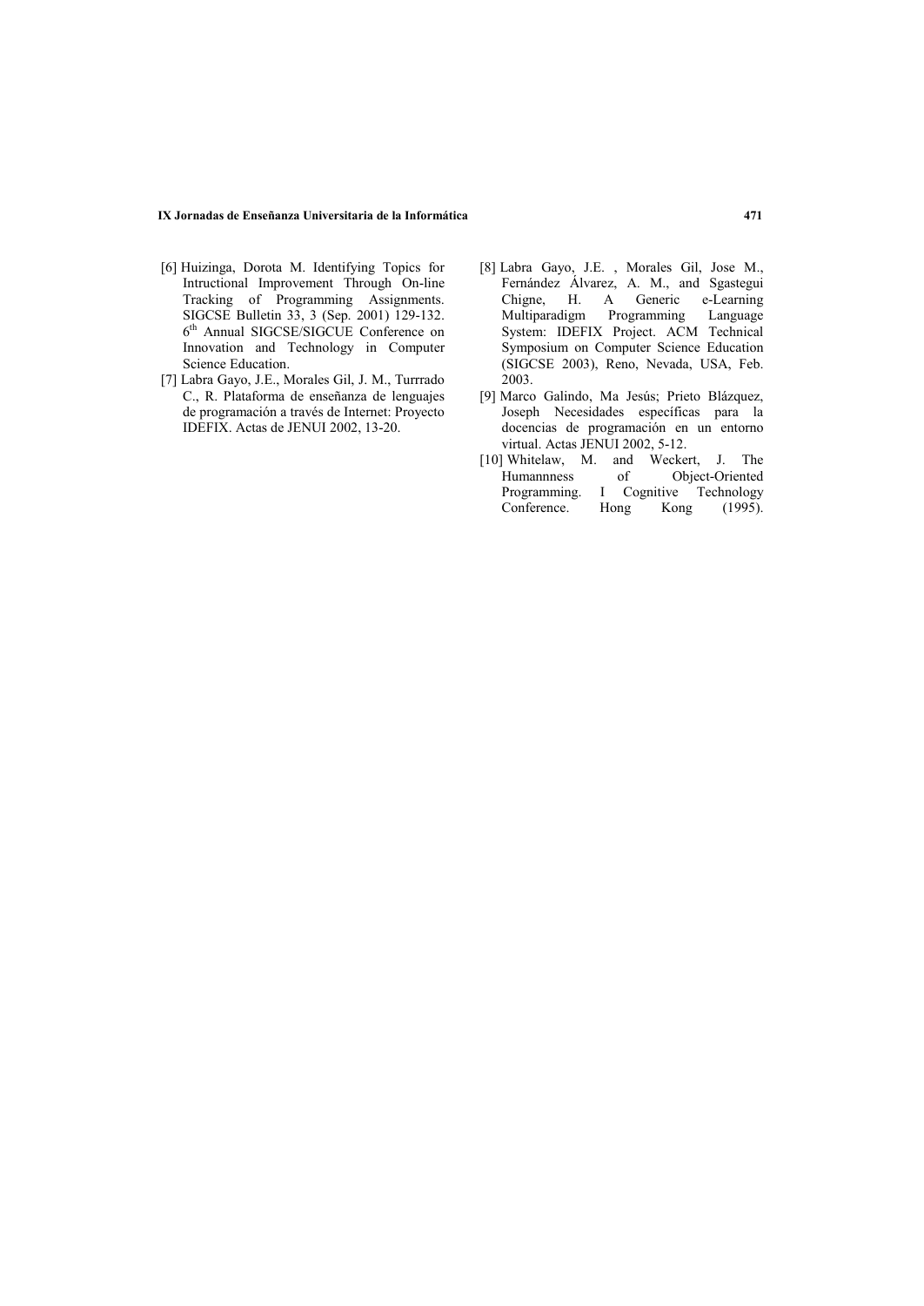[6] Huizinga, Dorota M. Identifying Topics for Intructional Improvement Through On-line Tracking of Programming Assignments. SIGCSE Bulletin 33, 3 (Sep. 2001) 129-132. 6th Annual SIGCSE/SIGCUE Conference on Innovation and Technology in Computer Science Education.

[7] Labra Gayo, J.E., Morales Gil, J. M., Turrrado C., R. Plataforma de enseñanza de lenguajes de programación a través de Internet: Proyecto IDEFIX. Actas de JENUI 2002, 13-20.

[8] Labra Gayo, J.E. , Morales Gil, Jose M., Fernández Álvarez, A. M., and Sgastegui Chigne, H. A Generic e-Learning Multiparadigm Programming Language System: IDEFIX Project. ACM Technical Symposium on Computer Science Education (SIGCSE 2003), Reno, Nevada, USA, Feb. 2003.

[9] Marco Galindo, Ma Jesús; Prieto Blázquez, Joseph Necesidades específicas para la docencias de programación en un entorno virtual. Actas JENUI 2002, 5-12.

[10] Whitelaw, M. and Weckert, J. The Humannness of Object-Oriented Programming. I Cognitive Technology Conference. Hong Kong (1995).